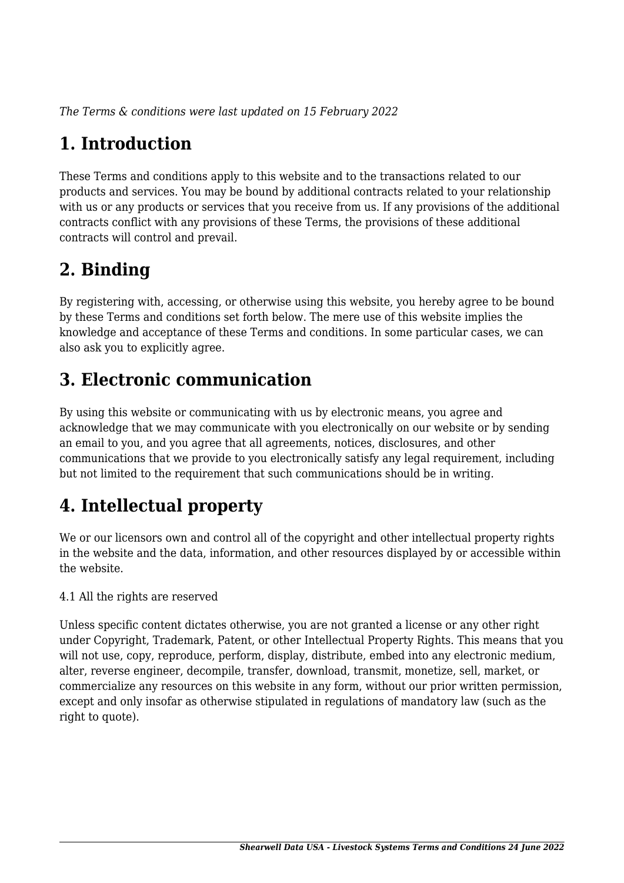*The Terms & conditions were last updated on 15 February 2022*

# 1. Introduction

These Terms and conditions apply to this website and to the transactions related to our products and services. You may be bound by additional contracts related to your relationship with us or any products or services that you receive from us. If any provisions of the additional contracts conflict with any provisions of these Terms, the provisions of these additional contracts will control and prevail.

# 2. Binding

By registering with, accessing, or otherwise using this website, you hereby agree to be bound by these Terms and conditions set forth below. The mere use of this website implies the knowledge and acceptance of these Terms and conditions. In some particular cases, we can also ask you to explicitly agree.

# 3. Electronic communication

By using this website or communicating with us by electronic means, you agree and acknowledge that we may communicate with you electronically on our website or by sending an email to you, and you agree that all agreements, notices, disclosures, and other communications that we provide to you electronically satisfy any legal requirement, including but not limited to the requirement that such communications should be in writing.

# 4. Intellectual property

We or our licensors own and control all of the copyright and other intellectual property rights in the website and the data, information, and other resources displayed by or accessible within the website.

4.1 All the rights are reserved

Unless specific content dictates otherwise, you are not granted a license or any other right under Copyright, Trademark, Patent, or other Intellectual Property Rights. This means that you will not use, copy, reproduce, perform, display, distribute, embed into any electronic medium, alter, reverse engineer, decompile, transfer, download, transmit, monetize, sell, market, or commercialize any resources on this website in any form, without our prior written permission, except and only insofar as otherwise stipulated in regulations of mandatory law (such as the right to quote).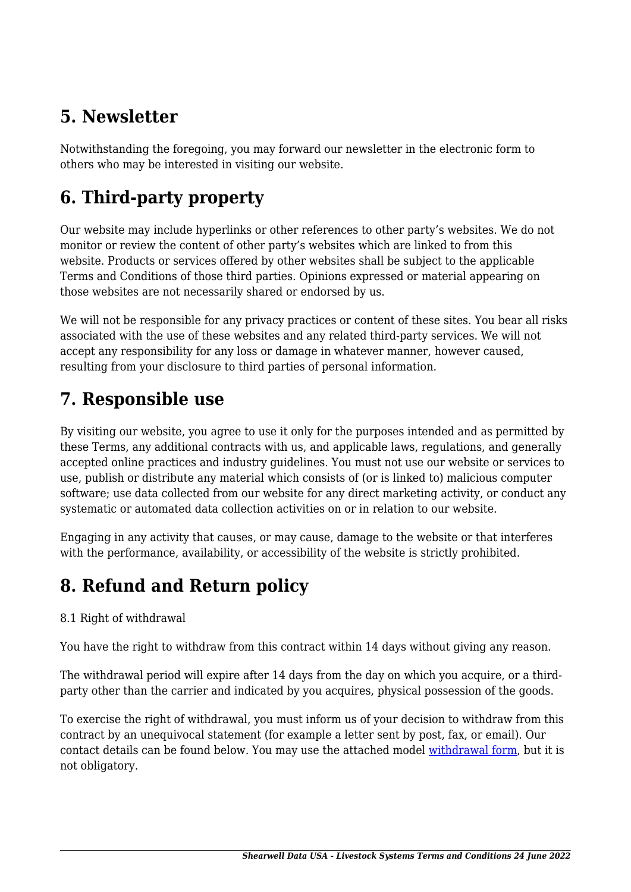## 5. Newsletter

Notwithstanding the foregoing, you may forward our newsletter in the electronic form to others who may be interested in visiting our website.

## 6. Third-party property

Our website may include hyperlinks or other references to other party's websites. We do not monitor or review the content of other party's websites which are linked to from this website. Products or services offered by other websites shall be subject to the applicable Terms and Conditions of those third parties. Opinions expressed or material appearing on those websites are not necessarily shared or endorsed by us.

We will not be responsible for any privacy practices or content of these sites. You bear all risks associated with the use of these websites and any related third-party services. We will not accept any responsibility for any loss or damage in whatever manner, however caused, resulting from your disclosure to third parties of personal information.

## 7. Responsible use

By visiting our website, you agree to use it only for the purposes intended and as permitted by these Terms, any additional contracts with us, and applicable laws, regulations, and generally accepted online practices and industry guidelines. You must not use our website or services to use, publish or distribute any material which consists of (or is linked to) malicious computer software; use data collected from our website for any direct marketing activity, or conduct any systematic or automated data collection activities on or in relation to our website.

Engaging in any activity that causes, or may cause, damage to the website or that interferes with the performance, availability, or accessibility of the website is strictly prohibited.

## 8. Refund and Return policy

8.1 Right of withdrawal

You have the right to withdraw from this contract within 14 days without giving any reason.

The withdrawal period will expire after 14 days from the day on which you acquire, or a third-party other than the carrier and indicated by you acquires, physical possession of the goods.

To exercise the right of withdrawal, you must inform us of your decision to withdraw from this contract by an unequivocal statement (for example a letter sent by post, fax, or email). Our contact details can be found below. You may use the attached model withdrawal form, but it is not obligatory.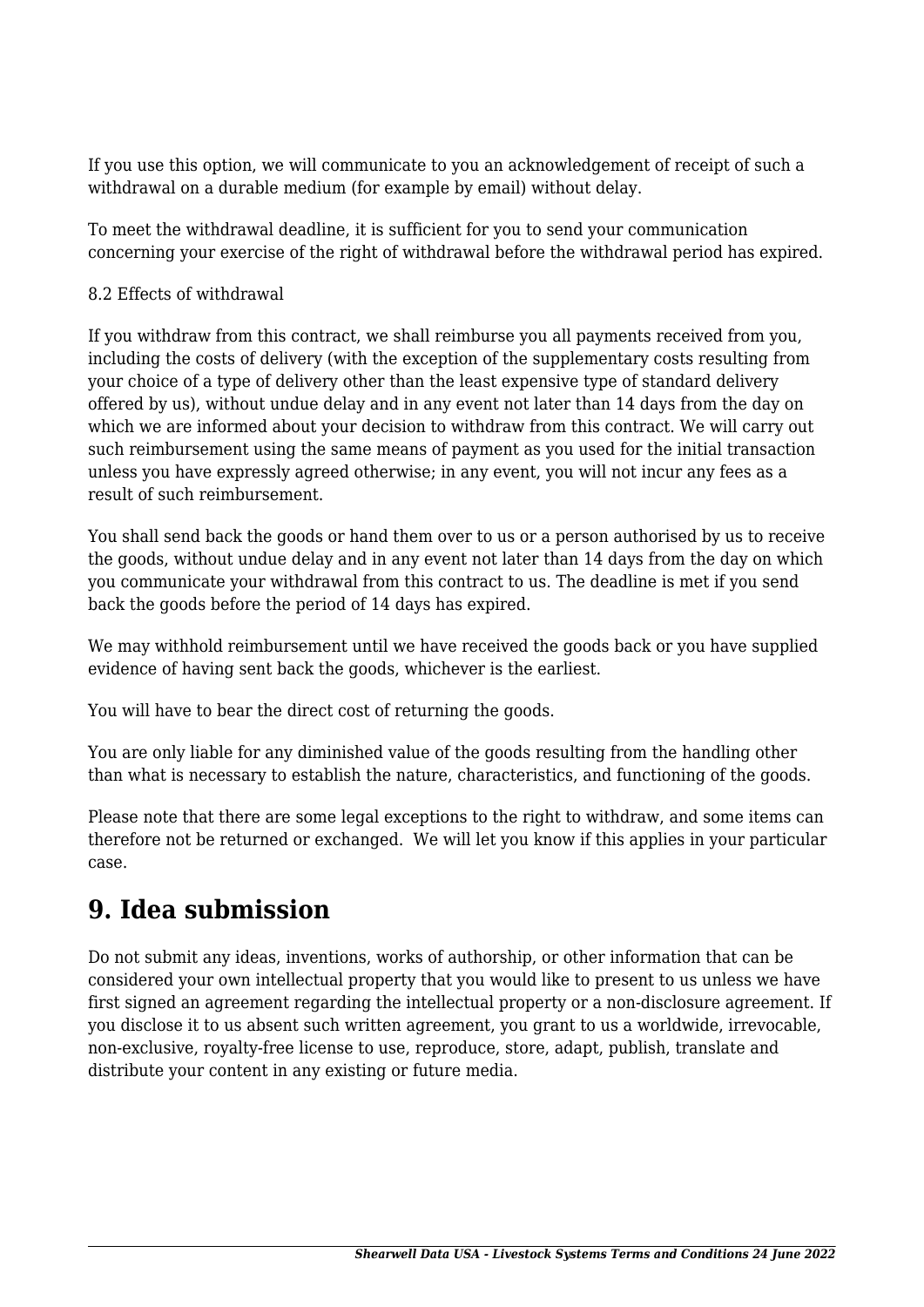If you use this option, we will communicate to you an acknowledgement of receipt of such a withdrawal on a durable medium (for example by email) without delay.

To meet the withdrawal deadline, it is sufficient for you to send your communication concerning your exercise of the right of withdrawal before the withdrawal period has expired.

8.2 Effects of withdrawal

If you withdraw from this contract, we shall reimburse you all payments received from you, including the costs of delivery (with the exception of the supplementary costs resulting from your choice of a type of delivery other than the least expensive type of standard delivery offered by us), without undue delay and in any event not later than 14 days from the day on which we are informed about your decision to withdraw from this contract. We will carry out such reimbursement using the same means of payment as you used for the initial transaction unless you have expressly agreed otherwise; in any event, you will not incur any fees as a result of such reimbursement.

You shall send back the goods or hand them over to us or a person authorised by us to receive the goods, without undue delay and in any event not later than 14 days from the day on which you communicate your withdrawal from this contract to us. The deadline is met if you send back the goods before the period of 14 days has expired.

We may withhold reimbursement until we have received the goods back or you have supplied evidence of having sent back the goods, whichever is the earliest.

You will have to bear the direct cost of returning the goods.

You are only liable for any diminished value of the goods resulting from the handling other than what is necessary to establish the nature, characteristics, and functioning of the goods.

Please note that there are some legal exceptions to the right to withdraw, and some items can therefore not be returned or exchanged.  We will let you know if this applies in your particular case.

## 9. Idea submission

Do not submit any ideas, inventions, works of authorship, or other information that can be considered your own intellectual property that you would like to present to us unless we have first signed an agreement regarding the intellectual property or a non-disclosure agreement. If you disclose it to us absent such written agreement, you grant to us a worldwide, irrevocable, non-exclusive, royalty-free license to use, reproduce, store, adapt, publish, translate and distribute your content in any existing or future media.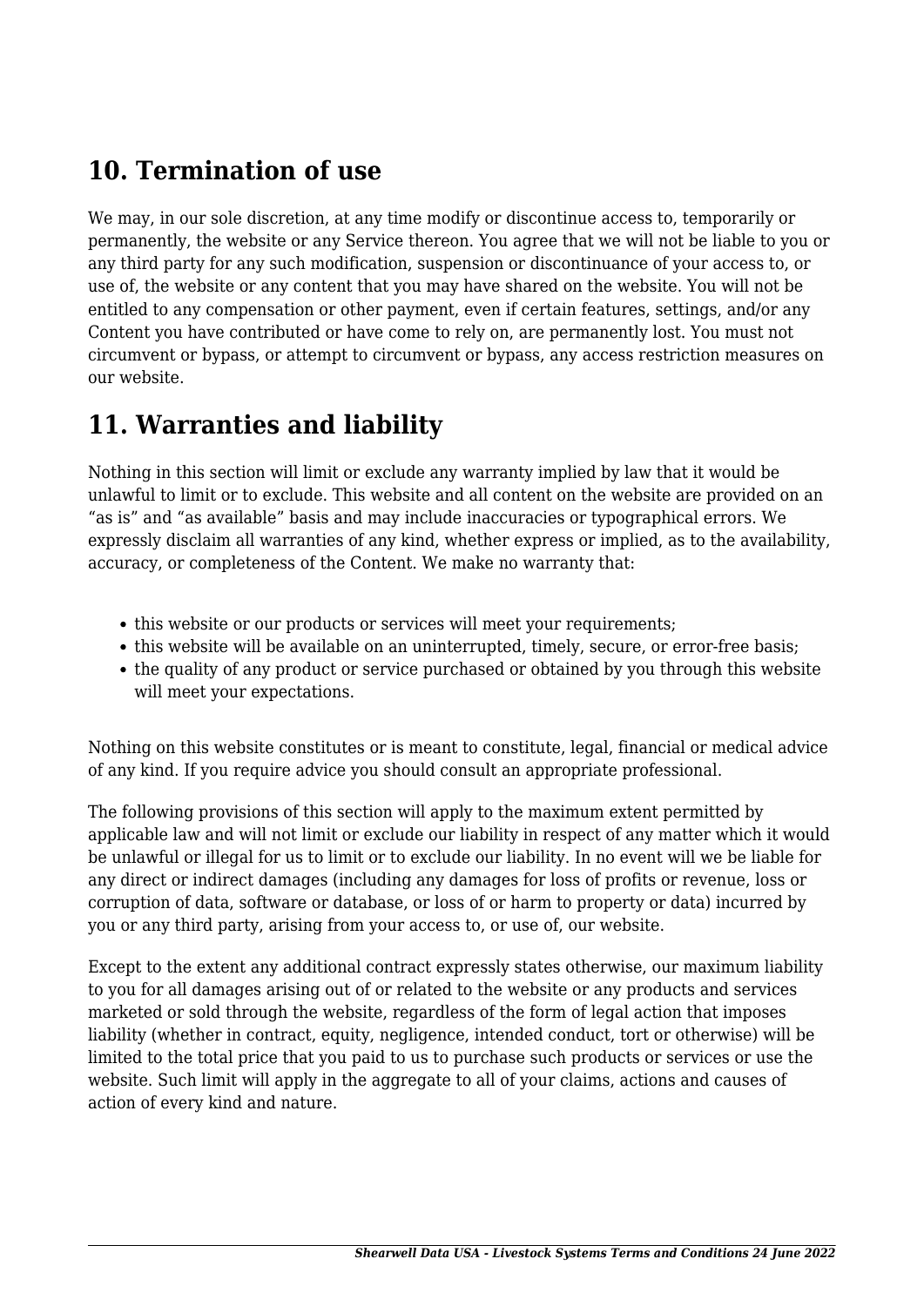## 10. Termination of use

We may, in our sole discretion, at any time modify or discontinue access to, temporarily or permanently, the website or any Service thereon. You agree that we will not be liable to you or any third party for any such modification, suspension or discontinuance of your access to, or use of, the website or any content that you may have shared on the website. You will not be entitled to any compensation or other payment, even if certain features, settings, and/or any Content you have contributed or have come to rely on, are permanently lost. You must not circumvent or bypass, or attempt to circumvent or bypass, any access restriction measures on our website.

## 11. Warranties and liability

Nothing in this section will limit or exclude any warranty implied by law that it would be unlawful to limit or to exclude. This website and all content on the website are provided on an "as is" and "as available" basis and may include inaccuracies or typographical errors. We expressly disclaim all warranties of any kind, whether express or implied, as to the availability, accuracy, or completeness of the Content. We make no warranty that:

- this website or our products or services will meet your requirements;
- this website will be available on an uninterrupted, timely, secure, or error-free basis;
- the quality of any product or service purchased or obtained by you through this website will meet your expectations.

Nothing on this website constitutes or is meant to constitute, legal, financial or medical advice of any kind. If you require advice you should consult an appropriate professional.

The following provisions of this section will apply to the maximum extent permitted by applicable law and will not limit or exclude our liability in respect of any matter which it would be unlawful or illegal for us to limit or to exclude our liability. In no event will we be liable for any direct or indirect damages (including any damages for loss of profits or revenue, loss or corruption of data, software or database, or loss of or harm to property or data) incurred by you or any third party, arising from your access to, or use of, our website.

Except to the extent any additional contract expressly states otherwise, our maximum liability to you for all damages arising out of or related to the website or any products and services marketed or sold through the website, regardless of the form of legal action that imposes liability (whether in contract, equity, negligence, intended conduct, tort or otherwise) will be limited to the total price that you paid to us to purchase such products or services or use the website. Such limit will apply in the aggregate to all of your claims, actions and causes of action of every kind and nature.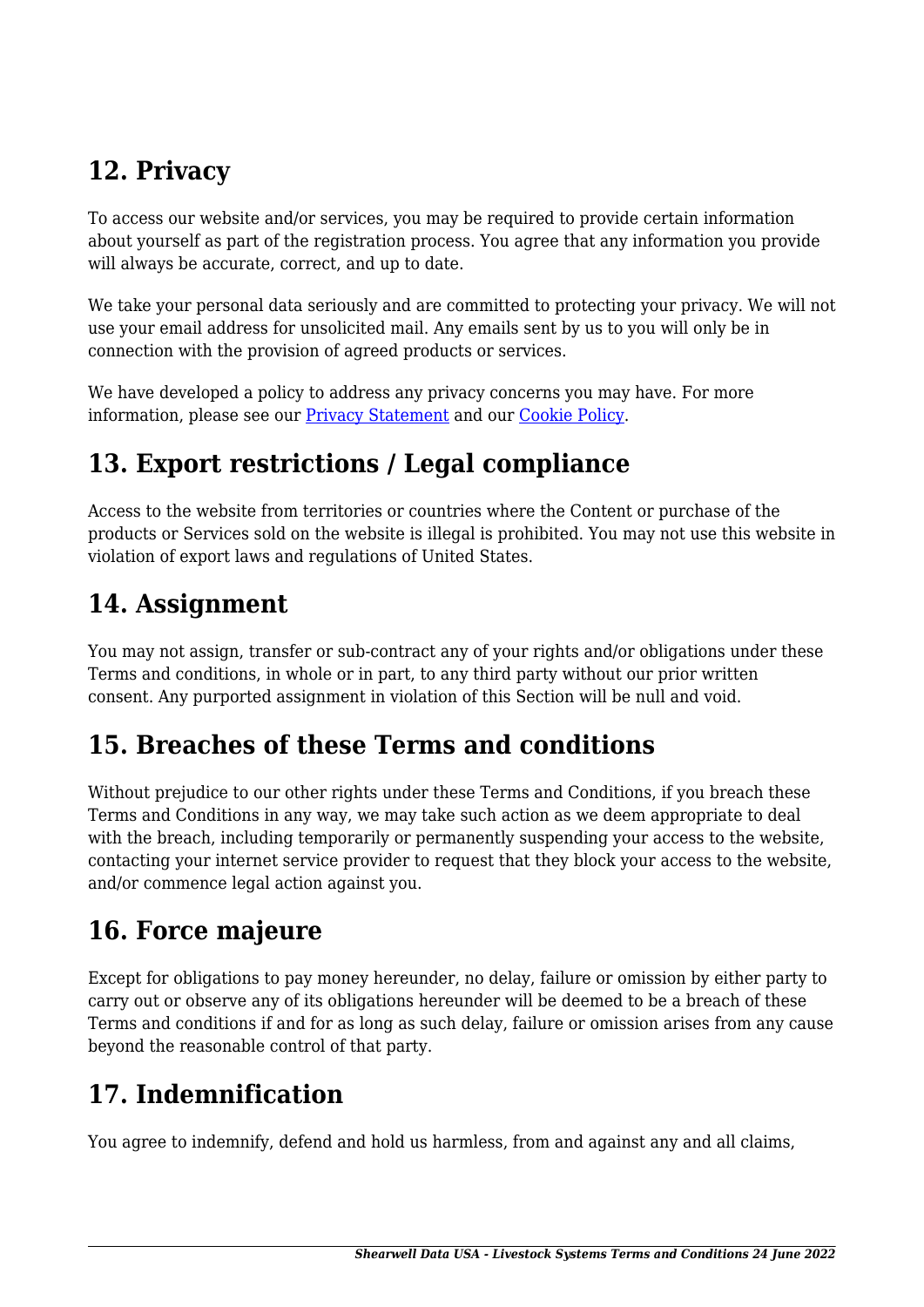## 12. Privacy

To access our website and/or services, you may be required to provide certain information about yourself as part of the registration process. You agree that any information you provide will always be accurate, correct, and up to date.

We take your personal data seriously and are committed to protecting your privacy. We will not use your email address for unsolicited mail. Any emails sent by us to you will only be in connection with the provision of agreed products or services.

We have developed a policy to address any privacy concerns you may have. For more information, please see our [Privacy Statement]() and our [Cookie Policy]().

## 13. Export restrictions / Legal compliance

Access to the website from territories or countries where the Content or purchase of the products or Services sold on the website is illegal is prohibited. You may not use this website in violation of export laws and regulations of United States.

## 14. Assignment

You may not assign, transfer or sub-contract any of your rights and/or obligations under these Terms and conditions, in whole or in part, to any third party without our prior written consent. Any purported assignment in violation of this Section will be null and void.

## 15. Breaches of these Terms and conditions

Without prejudice to our other rights under these Terms and Conditions, if you breach these Terms and Conditions in any way, we may take such action as we deem appropriate to deal with the breach, including temporarily or permanently suspending your access to the website, contacting your internet service provider to request that they block your access to the website, and/or commence legal action against you.

## 16. Force majeure

Except for obligations to pay money hereunder, no delay, failure or omission by either party to carry out or observe any of its obligations hereunder will be deemed to be a breach of these Terms and conditions if and for as long as such delay, failure or omission arises from any cause beyond the reasonable control of that party.

## 17. Indemnification

You agree to indemnify, defend and hold us harmless, from and against any and all claims,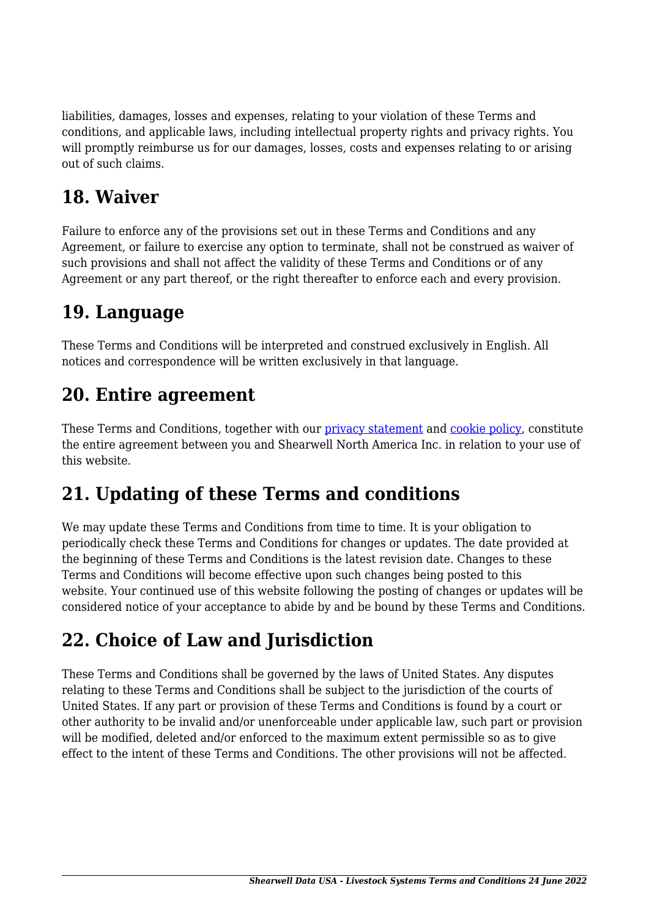liabilities, damages, losses and expenses, relating to your violation of these Terms and conditions, and applicable laws, including intellectual property rights and privacy rights. You will promptly reimburse us for our damages, losses, costs and expenses relating to or arising out of such claims.

## 18. Waiver

Failure to enforce any of the provisions set out in these Terms and Conditions and any Agreement, or failure to exercise any option to terminate, shall not be construed as waiver of such provisions and shall not affect the validity of these Terms and Conditions or of any Agreement or any part thereof, or the right thereafter to enforce each and every provision.

## 19. Language

These Terms and Conditions will be interpreted and construed exclusively in English. All notices and correspondence will be written exclusively in that language.

## 20. Entire agreement

These Terms and Conditions, together with our privacy statement and cookie policy, constitute the entire agreement between you and Shearwell North America Inc. in relation to your use of this website.

## 21. Updating of these Terms and conditions

We may update these Terms and Conditions from time to time. It is your obligation to periodically check these Terms and Conditions for changes or updates. The date provided at the beginning of these Terms and Conditions is the latest revision date. Changes to these Terms and Conditions will become effective upon such changes being posted to this website. Your continued use of this website following the posting of changes or updates will be considered notice of your acceptance to abide by and be bound by these Terms and Conditions.

## 22. Choice of Law and Jurisdiction

These Terms and Conditions shall be governed by the laws of United States. Any disputes relating to these Terms and Conditions shall be subject to the jurisdiction of the courts of United States. If any part or provision of these Terms and Conditions is found by a court or other authority to be invalid and/or unenforceable under applicable law, such part or provision will be modified, deleted and/or enforced to the maximum extent permissible so as to give effect to the intent of these Terms and Conditions. The other provisions will not be affected.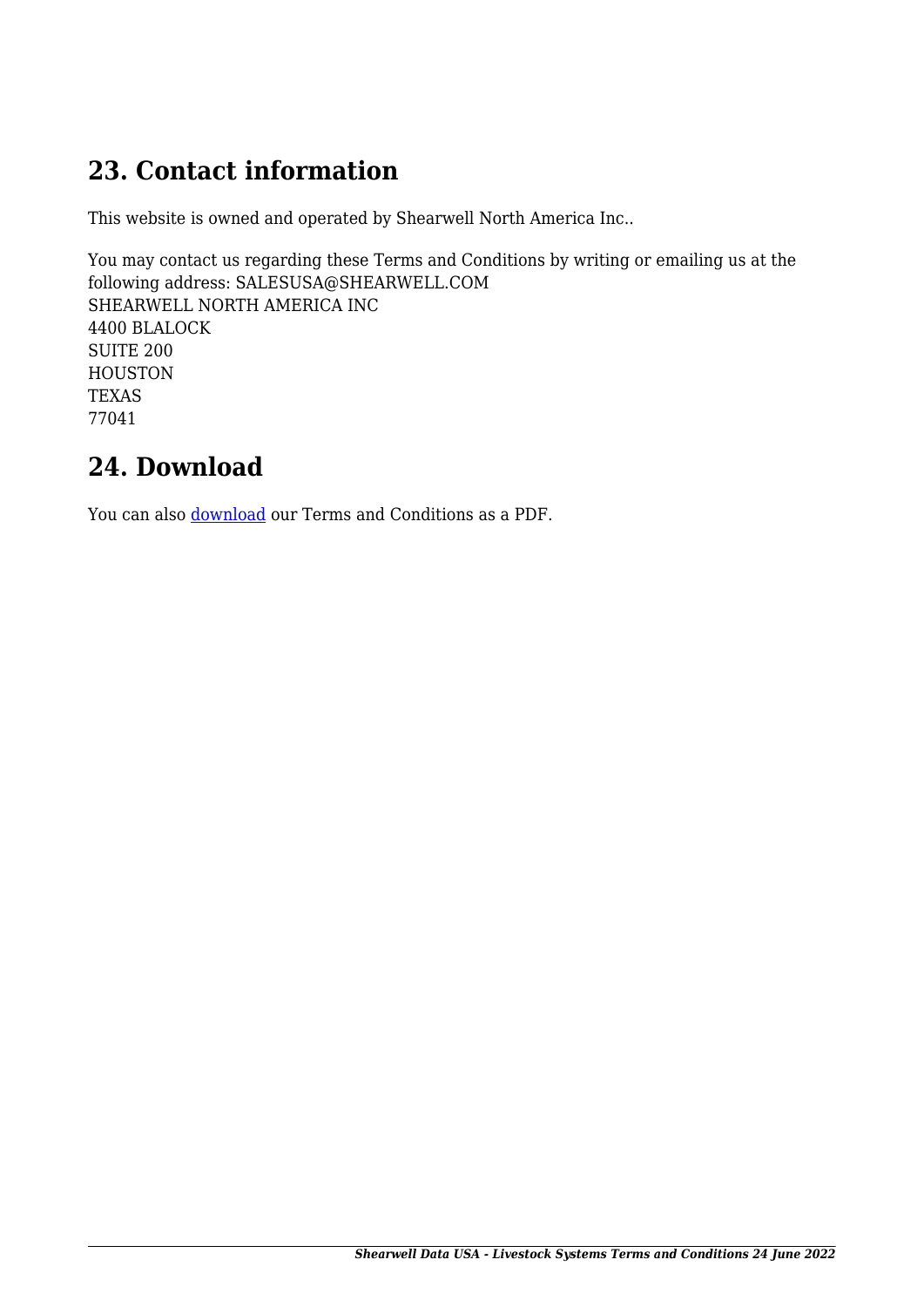## 23. Contact information

This website is owned and operated by Shearwell North America Inc..

You may contact us regarding these Terms and Conditions by writing or emailing us at the following address: SALESUSA@SHEARWELL.COM
SHEARWELL NORTH AMERICA INC
4400 BLALOCK
SUITE 200
HOUSTON
TEXAS
77041

## 24. Download

You can also download our Terms and Conditions as a PDF.